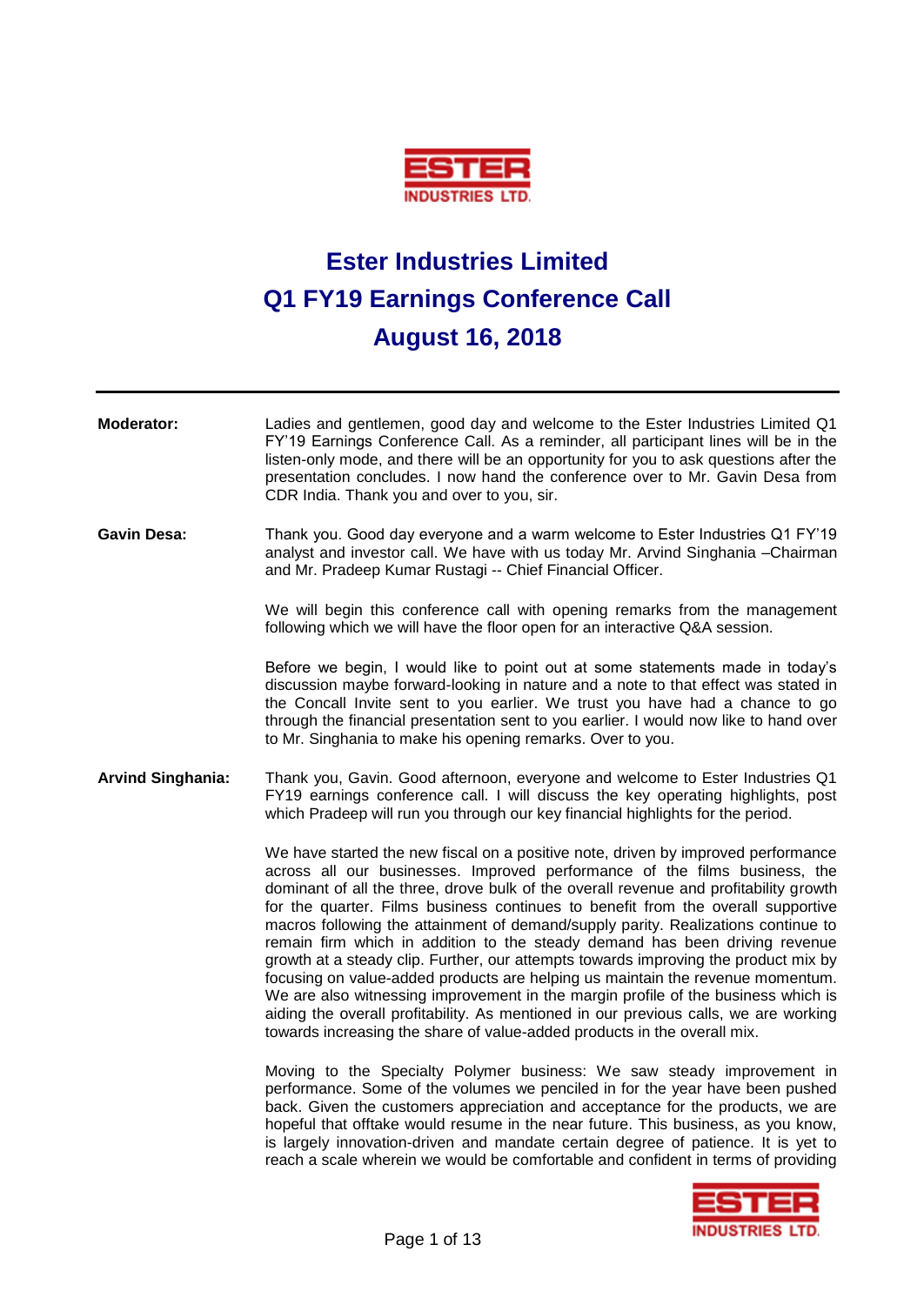# Ester Industries Limited

# Q1 FY19 Earnings Conference Call

# August 16, 2018

---

**Moderator:** Ladies and gentlemen, good day and welcome to the Ester Industries Limited Q1 FY'19 Earnings Conference Call. As a reminder, all participant lines will be in the listen-only mode, and there will be an opportunity for you to ask questions after the presentation concludes. I now hand the conference over to Mr. Gavin Desa from CDR India. Thank you and over to you, sir.

**Gavin Desa:** Thank you. Good day everyone and a warm welcome to Ester Industries Q1 FY'19 analyst and investor call. We have with us today Mr. Arvind Singhania –Chairman and Mr. Pradeep Kumar Rustagi -- Chief Financial Officer.

We will begin this conference call with opening remarks from the management following which we will have the floor open for an interactive Q&A session.

Before we begin, I would like to point out at some statements made in today's discussion maybe forward-looking in nature and a note to that effect was stated in the Concall Invite sent to you earlier. We trust you have had a chance to go through the financial presentation sent to you earlier. I would now like to hand over to Mr. Singhania to make his opening remarks. Over to you.

**Arvind Singhania:** Thank you, Gavin. Good afternoon, everyone and welcome to Ester Industries Q1 FY19 earnings conference call. I will discuss the key operating highlights, post which Pradeep will run you through our key financial highlights for the period.

We have started the new fiscal on a positive note, driven by improved performance across all our businesses. Improved performance of the films business, the dominant of all the three, drove bulk of the overall revenue and profitability growth for the quarter. Films business continues to benefit from the overall supportive macros following the attainment of demand/supply parity. Realizations continue to remain firm which in addition to the steady demand has been driving revenue growth at a steady clip. Further, our attempts towards improving the product mix by focusing on value-added products are helping us maintain the revenue momentum. We are also witnessing improvement in the margin profile of the business which is aiding the overall profitability. As mentioned in our previous calls, we are working towards increasing the share of value-added products in the overall mix.

Moving to the Specialty Polymer business: We saw steady improvement in performance. Some of the volumes we penciled in for the year have been pushed back. Given the customers appreciation and acceptance for the products, we are hopeful that offtake would resume in the near future. This business, as you know, is largely innovation-driven and mandate certain degree of patience. It is yet to reach a scale wherein we would be comfortable and confident in terms of providing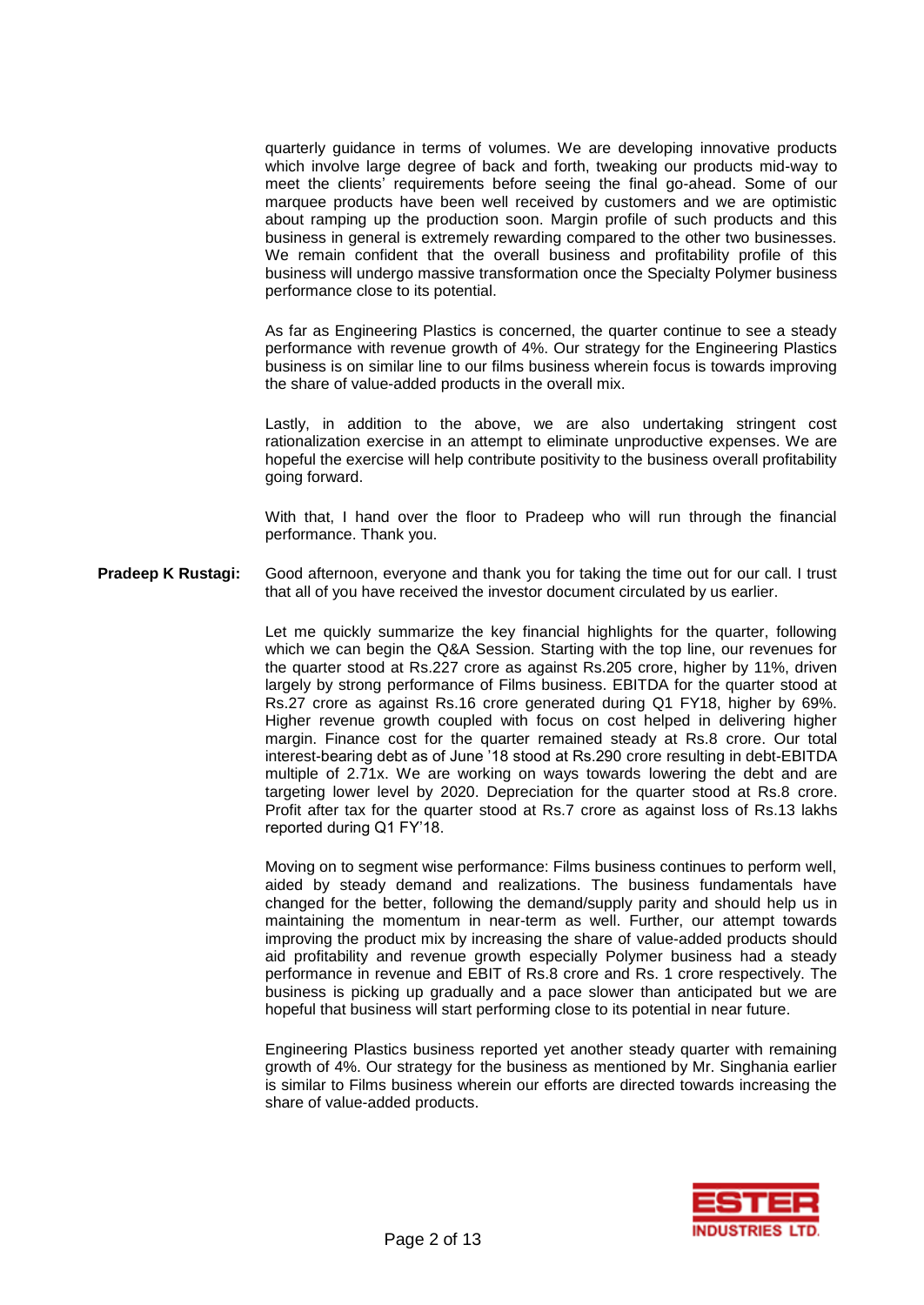quarterly guidance in terms of volumes. We are developing innovative products which involve large degree of back and forth, tweaking our products mid-way to meet the clients' requirements before seeing the final go-ahead. Some of our marquee products have been well received by customers and we are optimistic about ramping up the production soon. Margin profile of such products and this business in general is extremely rewarding compared to the other two businesses. We remain confident that the overall business and profitability profile of this business will undergo massive transformation once the Specialty Polymer business performance close to its potential.

As far as Engineering Plastics is concerned, the quarter continue to see a steady performance with revenue growth of 4%. Our strategy for the Engineering Plastics business is on similar line to our films business wherein focus is towards improving the share of value-added products in the overall mix.

Lastly, in addition to the above, we are also undertaking stringent cost rationalization exercise in an attempt to eliminate unproductive expenses. We are hopeful the exercise will help contribute positivity to the business overall profitability going forward.

With that, I hand over the floor to Pradeep who will run through the financial performance. Thank you.

**Pradeep K Rustagi:** Good afternoon, everyone and thank you for taking the time out for our call. I trust that all of you have received the investor document circulated by us earlier.

Let me quickly summarize the key financial highlights for the quarter, following which we can begin the Q&A Session. Starting with the top line, our revenues for the quarter stood at Rs.227 crore as against Rs.205 crore, higher by 11%, driven largely by strong performance of Films business. EBITDA for the quarter stood at Rs.27 crore as against Rs.16 crore generated during Q1 FY18, higher by 69%. Higher revenue growth coupled with focus on cost helped in delivering higher margin. Finance cost for the quarter remained steady at Rs.8 crore. Our total interest-bearing debt as of June '18 stood at Rs.290 crore resulting in debt-EBITDA multiple of 2.71x. We are working on ways towards lowering the debt and are targeting lower level by 2020. Depreciation for the quarter stood at Rs.8 crore. Profit after tax for the quarter stood at Rs.7 crore as against loss of Rs.13 lakhs reported during Q1 FY'18.

Moving on to segment wise performance: Films business continues to perform well, aided by steady demand and realizations. The business fundamentals have changed for the better, following the demand/supply parity and should help us in maintaining the momentum in near-term as well. Further, our attempt towards improving the product mix by increasing the share of value-added products should aid profitability and revenue growth especially Polymer business had a steady performance in revenue and EBIT of Rs.8 crore and Rs. 1 crore respectively. The business is picking up gradually and a pace slower than anticipated but we are hopeful that business will start performing close to its potential in near future.

Engineering Plastics business reported yet another steady quarter with remaining growth of 4%. Our strategy for the business as mentioned by Mr. Singhania earlier is similar to Films business wherein our efforts are directed towards increasing the share of value-added products.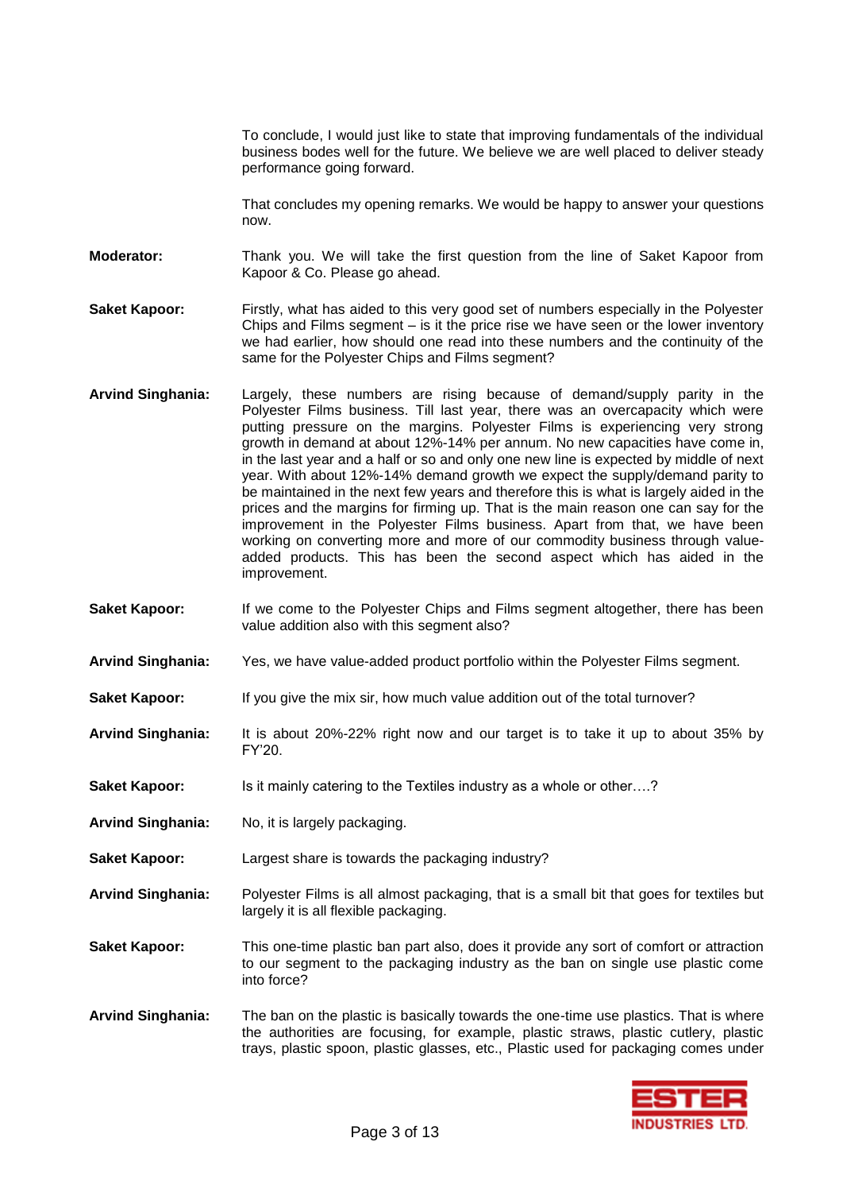To conclude, I would just like to state that improving fundamentals of the individual business bodes well for the future. We believe we are well placed to deliver steady performance going forward.

That concludes my opening remarks. We would be happy to answer your questions now.

**Moderator:** Thank you. We will take the first question from the line of Saket Kapoor from Kapoor & Co. Please go ahead.

**Saket Kapoor:** Firstly, what has aided to this very good set of numbers especially in the Polyester Chips and Films segment – is it the price rise we have seen or the lower inventory we had earlier, how should one read into these numbers and the continuity of the same for the Polyester Chips and Films segment?

**Arvind Singhania:** Largely, these numbers are rising because of demand/supply parity in the Polyester Films business. Till last year, there was an overcapacity which were putting pressure on the margins. Polyester Films is experiencing very strong growth in demand at about 12%-14% per annum. No new capacities have come in, in the last year and a half or so and only one new line is expected by middle of next year. With about 12%-14% demand growth we expect the supply/demand parity to be maintained in the next few years and therefore this is what is largely aided in the prices and the margins for firming up. That is the main reason one can say for the improvement in the Polyester Films business. Apart from that, we have been working on converting more and more of our commodity business through value-added products. This has been the second aspect which has aided in the improvement.

**Saket Kapoor:** If we come to the Polyester Chips and Films segment altogether, there has been value addition also with this segment also?

**Arvind Singhania:** Yes, we have value-added product portfolio within the Polyester Films segment.

**Saket Kapoor:** If you give the mix sir, how much value addition out of the total turnover?

**Arvind Singhania:** It is about 20%-22% right now and our target is to take it up to about 35% by FY'20.

**Saket Kapoor:** Is it mainly catering to the Textiles industry as a whole or other….?

**Arvind Singhania:** No, it is largely packaging.

**Saket Kapoor:** Largest share is towards the packaging industry?

**Arvind Singhania:** Polyester Films is all almost packaging, that is a small bit that goes for textiles but largely it is all flexible packaging.

**Saket Kapoor:** This one-time plastic ban part also, does it provide any sort of comfort or attraction to our segment to the packaging industry as the ban on single use plastic come into force?

**Arvind Singhania:** The ban on the plastic is basically towards the one-time use plastics. That is where the authorities are focusing, for example, plastic straws, plastic cutlery, plastic trays, plastic spoon, plastic glasses, etc., Plastic used for packaging comes under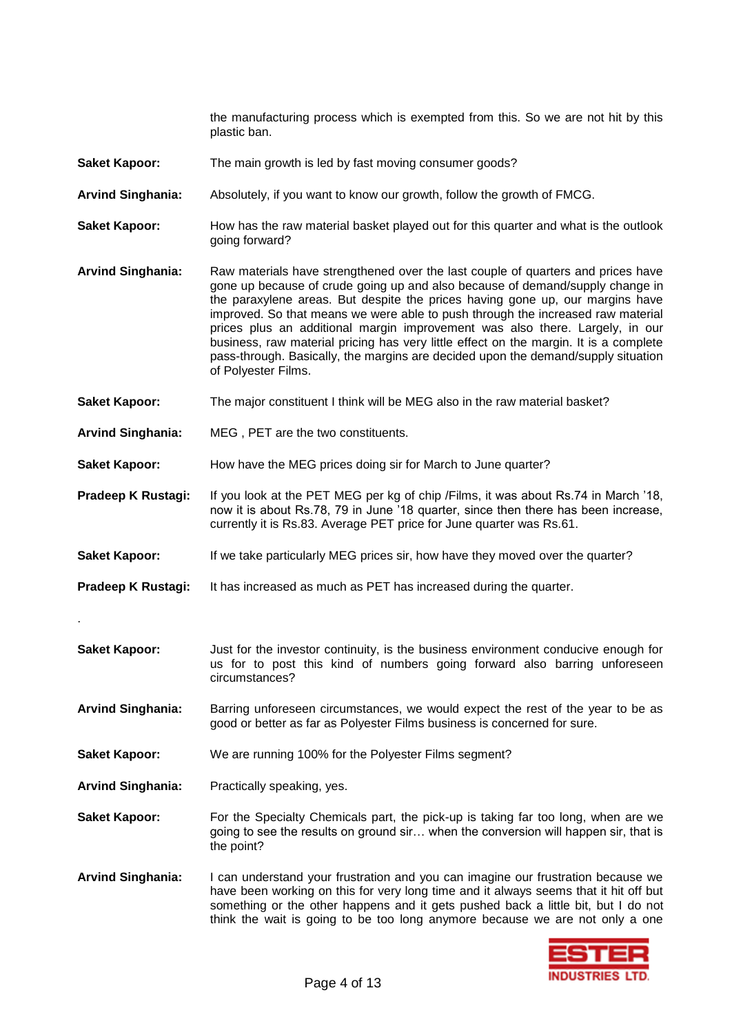the manufacturing process which is exempted from this. So we are not hit by this plastic ban.

**Saket Kapoor:** The main growth is led by fast moving consumer goods?

**Arvind Singhania:** Absolutely, if you want to know our growth, follow the growth of FMCG.

**Saket Kapoor:** How has the raw material basket played out for this quarter and what is the outlook going forward?

**Arvind Singhania:** Raw materials have strengthened over the last couple of quarters and prices have gone up because of crude going up and also because of demand/supply change in the paraxylene areas. But despite the prices having gone up, our margins have improved. So that means we were able to push through the increased raw material prices plus an additional margin improvement was also there. Largely, in our business, raw material pricing has very little effect on the margin. It is a complete pass-through. Basically, the margins are decided upon the demand/supply situation of Polyester Films.

**Saket Kapoor:** The major constituent I think will be MEG also in the raw material basket?

**Arvind Singhania:** MEG , PET are the two constituents.

**Saket Kapoor:** How have the MEG prices doing sir for March to June quarter?

**Pradeep K Rustagi:** If you look at the PET MEG per kg of chip /Films, it was about Rs.74 in March '18, now it is about Rs.78, 79 in June '18 quarter, since then there has been increase, currently it is Rs.83. Average PET price for June quarter was Rs.61.

**Saket Kapoor:** If we take particularly MEG prices sir, how have they moved over the quarter?

**Pradeep K Rustagi:** It has increased as much as PET has increased during the quarter.

.

**Saket Kapoor:** Just for the investor continuity, is the business environment conducive enough for us for to post this kind of numbers going forward also barring unforeseen circumstances?

**Arvind Singhania:** Barring unforeseen circumstances, we would expect the rest of the year to be as good or better as far as Polyester Films business is concerned for sure.

**Saket Kapoor:** We are running 100% for the Polyester Films segment?

**Arvind Singhania:** Practically speaking, yes.

**Saket Kapoor:** For the Specialty Chemicals part, the pick-up is taking far too long, when are we going to see the results on ground sir… when the conversion will happen sir, that is the point?

**Arvind Singhania:** I can understand your frustration and you can imagine our frustration because we have been working on this for very long time and it always seems that it hit off but something or the other happens and it gets pushed back a little bit, but I do not think the wait is going to be too long anymore because we are not only a one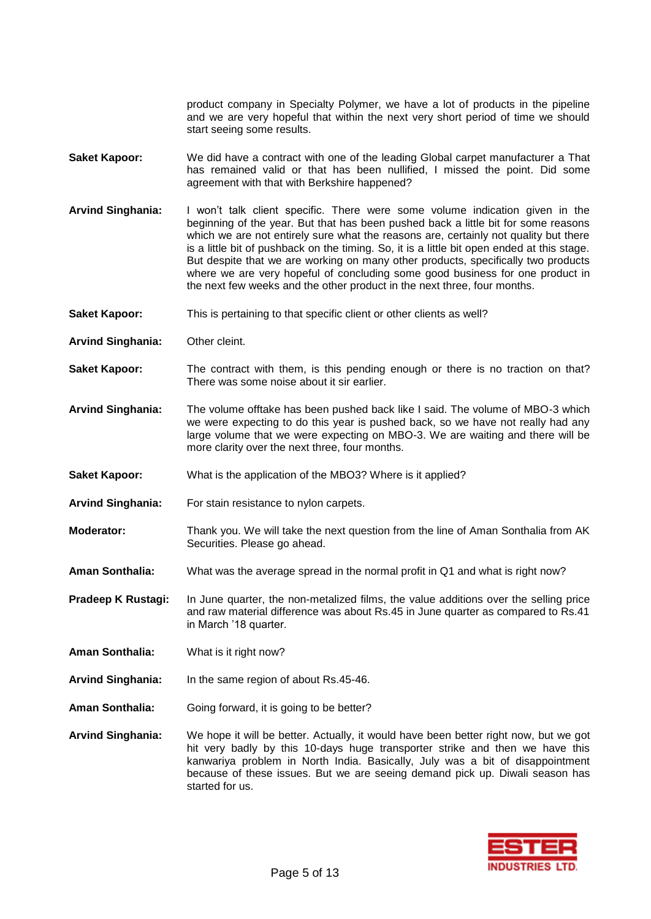product company in Specialty Polymer, we have a lot of products in the pipeline and we are very hopeful that within the next very short period of time we should start seeing some results.

**Saket Kapoor:** We did have a contract with one of the leading Global carpet manufacturer a That has remained valid or that has been nullified, I missed the point. Did some agreement with that with Berkshire happened?

**Arvind Singhania:** I won't talk client specific. There were some volume indication given in the beginning of the year. But that has been pushed back a little bit for some reasons which we are not entirely sure what the reasons are, certainly not quality but there is a little bit of pushback on the timing. So, it is a little bit open ended at this stage. But despite that we are working on many other products, specifically two products where we are very hopeful of concluding some good business for one product in the next few weeks and the other product in the next three, four months.

**Saket Kapoor:** This is pertaining to that specific client or other clients as well?

**Arvind Singhania:** Other cleint.

**Saket Kapoor:** The contract with them, is this pending enough or there is no traction on that? There was some noise about it sir earlier.

**Arvind Singhania:** The volume offtake has been pushed back like I said. The volume of MBO-3 which we were expecting to do this year is pushed back, so we have not really had any large volume that we were expecting on MBO-3. We are waiting and there will be more clarity over the next three, four months.

**Saket Kapoor:** What is the application of the MBO3? Where is it applied?

**Arvind Singhania:** For stain resistance to nylon carpets.

**Moderator:** Thank you. We will take the next question from the line of Aman Sonthalia from AK Securities. Please go ahead.

**Aman Sonthalia:** What was the average spread in the normal profit in Q1 and what is right now?

**Pradeep K Rustagi:** In June quarter, the non-metalized films, the value additions over the selling price and raw material difference was about Rs.45 in June quarter as compared to Rs.41 in March '18 quarter.

**Aman Sonthalia:** What is it right now?

**Arvind Singhania:** In the same region of about Rs.45-46.

**Aman Sonthalia:** Going forward, it is going to be better?

**Arvind Singhania:** We hope it will be better. Actually, it would have been better right now, but we got hit very badly by this 10-days huge transporter strike and then we have this kanwariya problem in North India. Basically, July was a bit of disappointment because of these issues. But we are seeing demand pick up. Diwali season has started for us.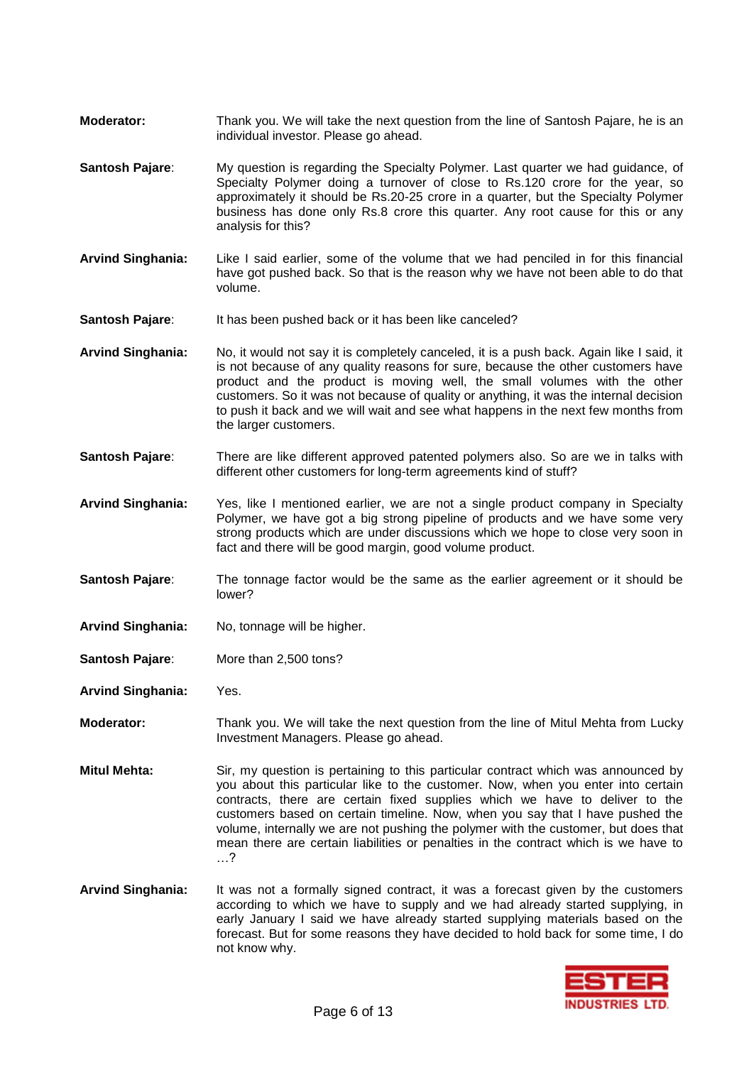**Moderator:** Thank you. We will take the next question from the line of Santosh Pajare, he is an individual investor. Please go ahead.

**Santosh Pajare**: My question is regarding the Specialty Polymer. Last quarter we had guidance, of Specialty Polymer doing a turnover of close to Rs.120 crore for the year, so approximately it should be Rs.20-25 crore in a quarter, but the Specialty Polymer business has done only Rs.8 crore this quarter. Any root cause for this or any analysis for this?

**Arvind Singhania:** Like I said earlier, some of the volume that we had penciled in for this financial have got pushed back. So that is the reason why we have not been able to do that volume.

**Santosh Pajare**: It has been pushed back or it has been like canceled?

**Arvind Singhania:** No, it would not say it is completely canceled, it is a push back. Again like I said, it is not because of any quality reasons for sure, because the other customers have product and the product is moving well, the small volumes with the other customers. So it was not because of quality or anything, it was the internal decision to push it back and we will wait and see what happens in the next few months from the larger customers.

**Santosh Pajare**: There are like different approved patented polymers also. So are we in talks with different other customers for long-term agreements kind of stuff?

**Arvind Singhania:** Yes, like I mentioned earlier, we are not a single product company in Specialty Polymer, we have got a big strong pipeline of products and we have some very strong products which are under discussions which we hope to close very soon in fact and there will be good margin, good volume product.

**Santosh Pajare**: The tonnage factor would be the same as the earlier agreement or it should be lower?

**Arvind Singhania:** No, tonnage will be higher.

**Santosh Pajare**: More than 2,500 tons?

**Arvind Singhania:** Yes.

**Moderator:** Thank you. We will take the next question from the line of Mitul Mehta from Lucky Investment Managers. Please go ahead.

**Mitul Mehta:** Sir, my question is pertaining to this particular contract which was announced by you about this particular like to the customer. Now, when you enter into certain contracts, there are certain fixed supplies which we have to deliver to the customers based on certain timeline. Now, when you say that I have pushed the volume, internally we are not pushing the polymer with the customer, but does that mean there are certain liabilities or penalties in the contract which is we have to …?

**Arvind Singhania:** It was not a formally signed contract, it was a forecast given by the customers according to which we have to supply and we had already started supplying, in early January I said we have already started supplying materials based on the forecast. But for some reasons they have decided to hold back for some time, I do not know why.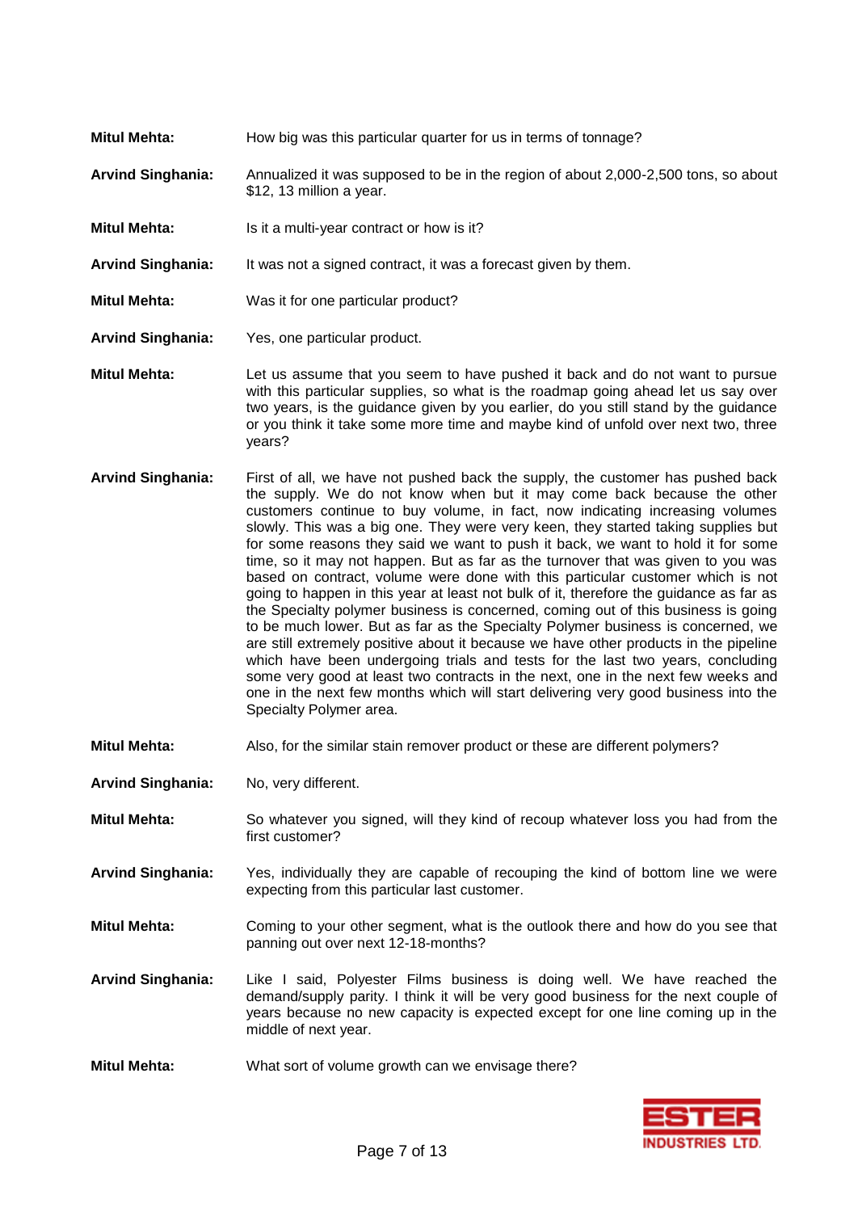**Mitul Mehta:** How big was this particular quarter for us in terms of tonnage?

**Arvind Singhania:** Annualized it was supposed to be in the region of about 2,000-2,500 tons, so about $12, 13 million a year.

**Mitul Mehta:** Is it a multi-year contract or how is it?

**Arvind Singhania:** It was not a signed contract, it was a forecast given by them.

**Mitul Mehta:** Was it for one particular product?

**Arvind Singhania:** Yes, one particular product.

**Mitul Mehta:** Let us assume that you seem to have pushed it back and do not want to pursue with this particular supplies, so what is the roadmap going ahead let us say over two years, is the guidance given by you earlier, do you still stand by the guidance or you think it take some more time and maybe kind of unfold over next two, three years?

**Arvind Singhania:** First of all, we have not pushed back the supply, the customer has pushed back the supply. We do not know when but it may come back because the other customers continue to buy volume, in fact, now indicating increasing volumes slowly. This was a big one. They were very keen, they started taking supplies but for some reasons they said we want to push it back, we want to hold it for some time, so it may not happen. But as far as the turnover that was given to you was based on contract, volume were done with this particular customer which is not going to happen in this year at least not bulk of it, therefore the guidance as far as the Specialty polymer business is concerned, coming out of this business is going to be much lower. But as far as the Specialty Polymer business is concerned, we are still extremely positive about it because we have other products in the pipeline which have been undergoing trials and tests for the last two years, concluding some very good at least two contracts in the next, one in the next few weeks and one in the next few months which will start delivering very good business into the Specialty Polymer area.

**Mitul Mehta:** Also, for the similar stain remover product or these are different polymers?

**Arvind Singhania:** No, very different.

**Mitul Mehta:** So whatever you signed, will they kind of recoup whatever loss you had from the first customer?

**Arvind Singhania:** Yes, individually they are capable of recouping the kind of bottom line we were expecting from this particular last customer.

**Mitul Mehta:** Coming to your other segment, what is the outlook there and how do you see that panning out over next 12-18-months?

**Arvind Singhania:** Like I said, Polyester Films business is doing well. We have reached the demand/supply parity. I think it will be very good business for the next couple of years because no new capacity is expected except for one line coming up in the middle of next year.

**Mitul Mehta:** What sort of volume growth can we envisage there?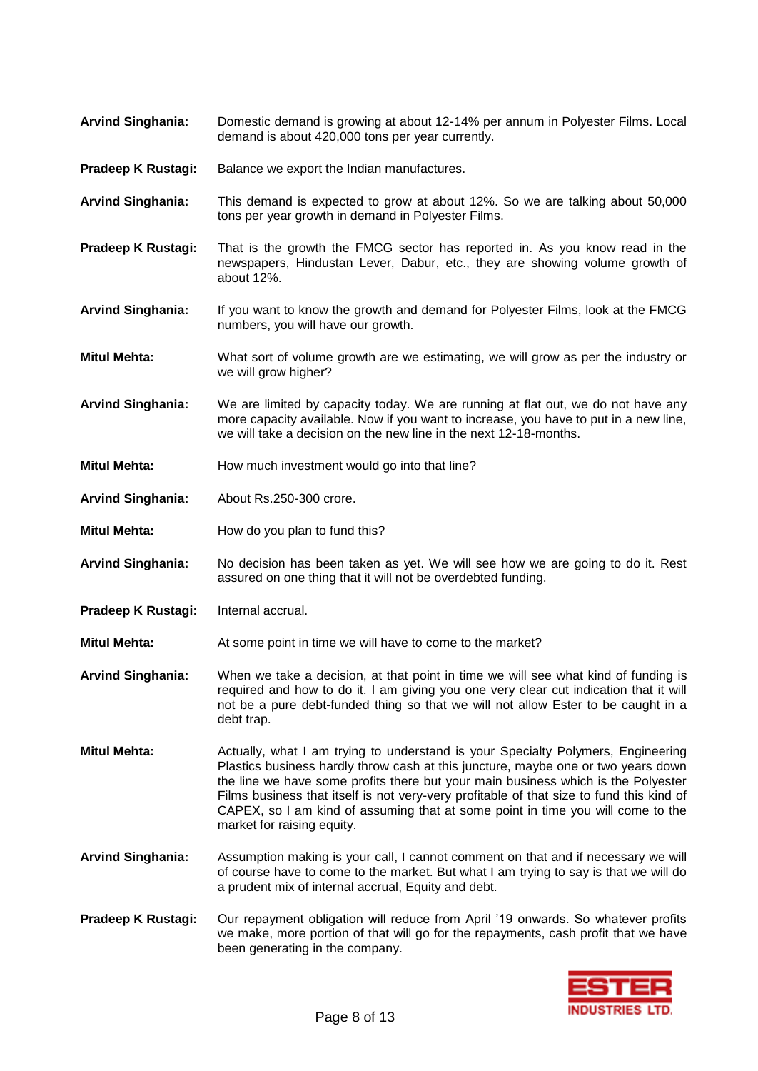**Arvind Singhania:** Domestic demand is growing at about 12-14% per annum in Polyester Films. Local demand is about 420,000 tons per year currently.

**Pradeep K Rustagi:** Balance we export the Indian manufactures.

**Arvind Singhania:** This demand is expected to grow at about 12%. So we are talking about 50,000 tons per year growth in demand in Polyester Films.

**Pradeep K Rustagi:** That is the growth the FMCG sector has reported in. As you know read in the newspapers, Hindustan Lever, Dabur, etc., they are showing volume growth of about 12%.

**Arvind Singhania:** If you want to know the growth and demand for Polyester Films, look at the FMCG numbers, you will have our growth.

**Mitul Mehta:** What sort of volume growth are we estimating, we will grow as per the industry or we will grow higher?

**Arvind Singhania:** We are limited by capacity today. We are running at flat out, we do not have any more capacity available. Now if you want to increase, you have to put in a new line, we will take a decision on the new line in the next 12-18-months.

**Mitul Mehta:** How much investment would go into that line?

**Arvind Singhania:** About Rs.250-300 crore.

**Mitul Mehta:** How do you plan to fund this?

**Arvind Singhania:** No decision has been taken as yet. We will see how we are going to do it. Rest assured on one thing that it will not be overdebted funding.

**Pradeep K Rustagi:** Internal accrual.

**Mitul Mehta:** At some point in time we will have to come to the market?

**Arvind Singhania:** When we take a decision, at that point in time we will see what kind of funding is required and how to do it. I am giving you one very clear cut indication that it will not be a pure debt-funded thing so that we will not allow Ester to be caught in a debt trap.

**Mitul Mehta:** Actually, what I am trying to understand is your Specialty Polymers, Engineering Plastics business hardly throw cash at this juncture, maybe one or two years down the line we have some profits there but your main business which is the Polyester Films business that itself is not very-very profitable of that size to fund this kind of CAPEX, so I am kind of assuming that at some point in time you will come to the market for raising equity.

**Arvind Singhania:** Assumption making is your call, I cannot comment on that and if necessary we will of course have to come to the market. But what I am trying to say is that we will do a prudent mix of internal accrual, Equity and debt.

**Pradeep K Rustagi:** Our repayment obligation will reduce from April '19 onwards. So whatever profits we make, more portion of that will go for the repayments, cash profit that we have been generating in the company.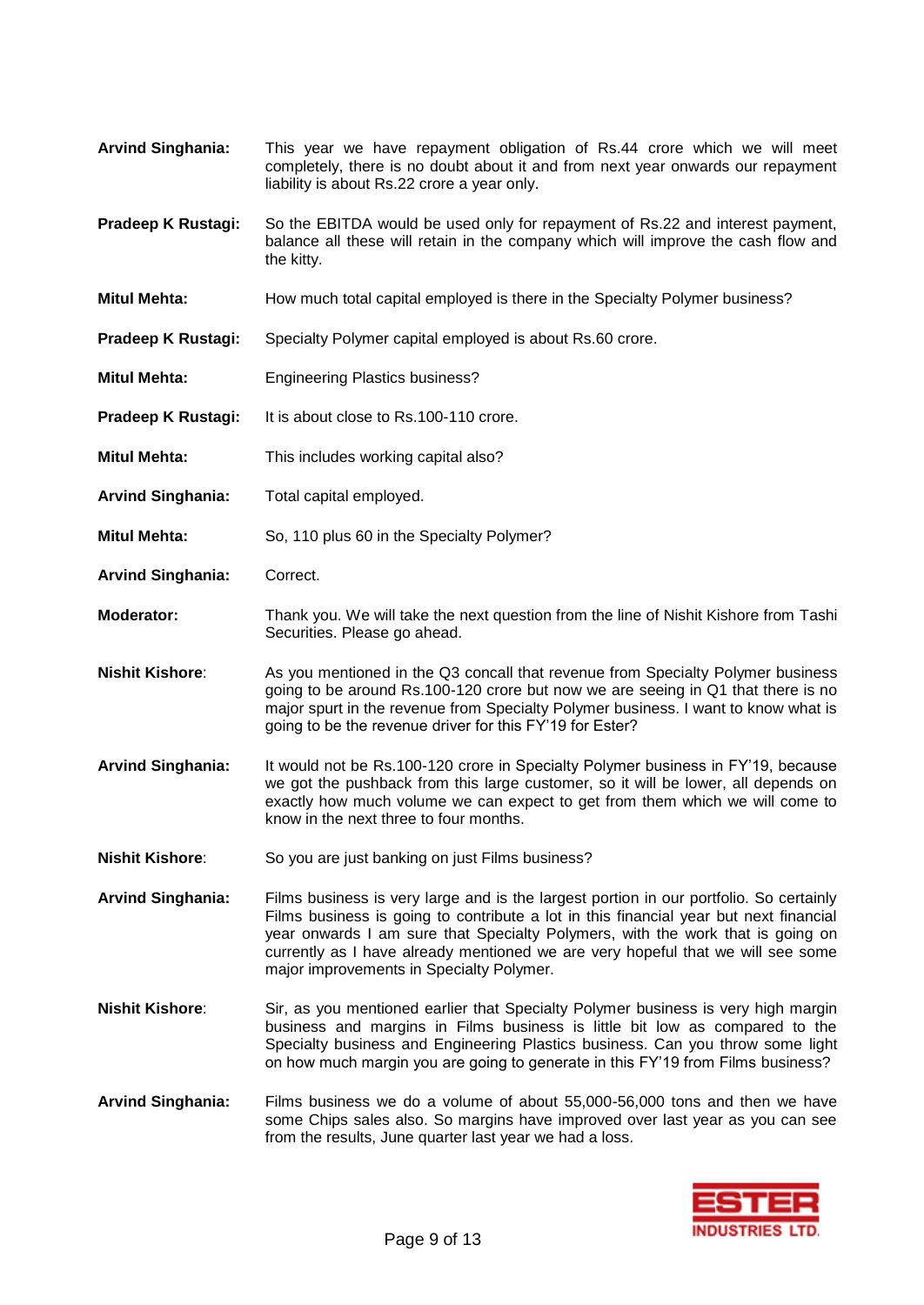**Arvind Singhania:** This year we have repayment obligation of Rs.44 crore which we will meet completely, there is no doubt about it and from next year onwards our repayment liability is about Rs.22 crore a year only.

**Pradeep K Rustagi:** So the EBITDA would be used only for repayment of Rs.22 and interest payment, balance all these will retain in the company which will improve the cash flow and the kitty.

**Mitul Mehta:** How much total capital employed is there in the Specialty Polymer business?

**Pradeep K Rustagi:** Specialty Polymer capital employed is about Rs.60 crore.

**Mitul Mehta:** Engineering Plastics business?

**Pradeep K Rustagi:** It is about close to Rs.100-110 crore.

**Mitul Mehta:** This includes working capital also?

**Arvind Singhania:** Total capital employed.

**Mitul Mehta:** So, 110 plus 60 in the Specialty Polymer?

**Arvind Singhania:** Correct.

**Moderator:** Thank you. We will take the next question from the line of Nishit Kishore from Tashi Securities. Please go ahead.

**Nishit Kishore**: As you mentioned in the Q3 concall that revenue from Specialty Polymer business going to be around Rs.100-120 crore but now we are seeing in Q1 that there is no major spurt in the revenue from Specialty Polymer business. I want to know what is going to be the revenue driver for this FY'19 for Ester?

**Arvind Singhania:** It would not be Rs.100-120 crore in Specialty Polymer business in FY'19, because we got the pushback from this large customer, so it will be lower, all depends on exactly how much volume we can expect to get from them which we will come to know in the next three to four months.

**Nishit Kishore**: So you are just banking on just Films business?

**Arvind Singhania:** Films business is very large and is the largest portion in our portfolio. So certainly Films business is going to contribute a lot in this financial year but next financial year onwards I am sure that Specialty Polymers, with the work that is going on currently as I have already mentioned we are very hopeful that we will see some major improvements in Specialty Polymer.

**Nishit Kishore**: Sir, as you mentioned earlier that Specialty Polymer business is very high margin business and margins in Films business is little bit low as compared to the Specialty business and Engineering Plastics business. Can you throw some light on how much margin you are going to generate in this FY'19 from Films business?

**Arvind Singhania:** Films business we do a volume of about 55,000-56,000 tons and then we have some Chips sales also. So margins have improved over last year as you can see from the results, June quarter last year we had a loss.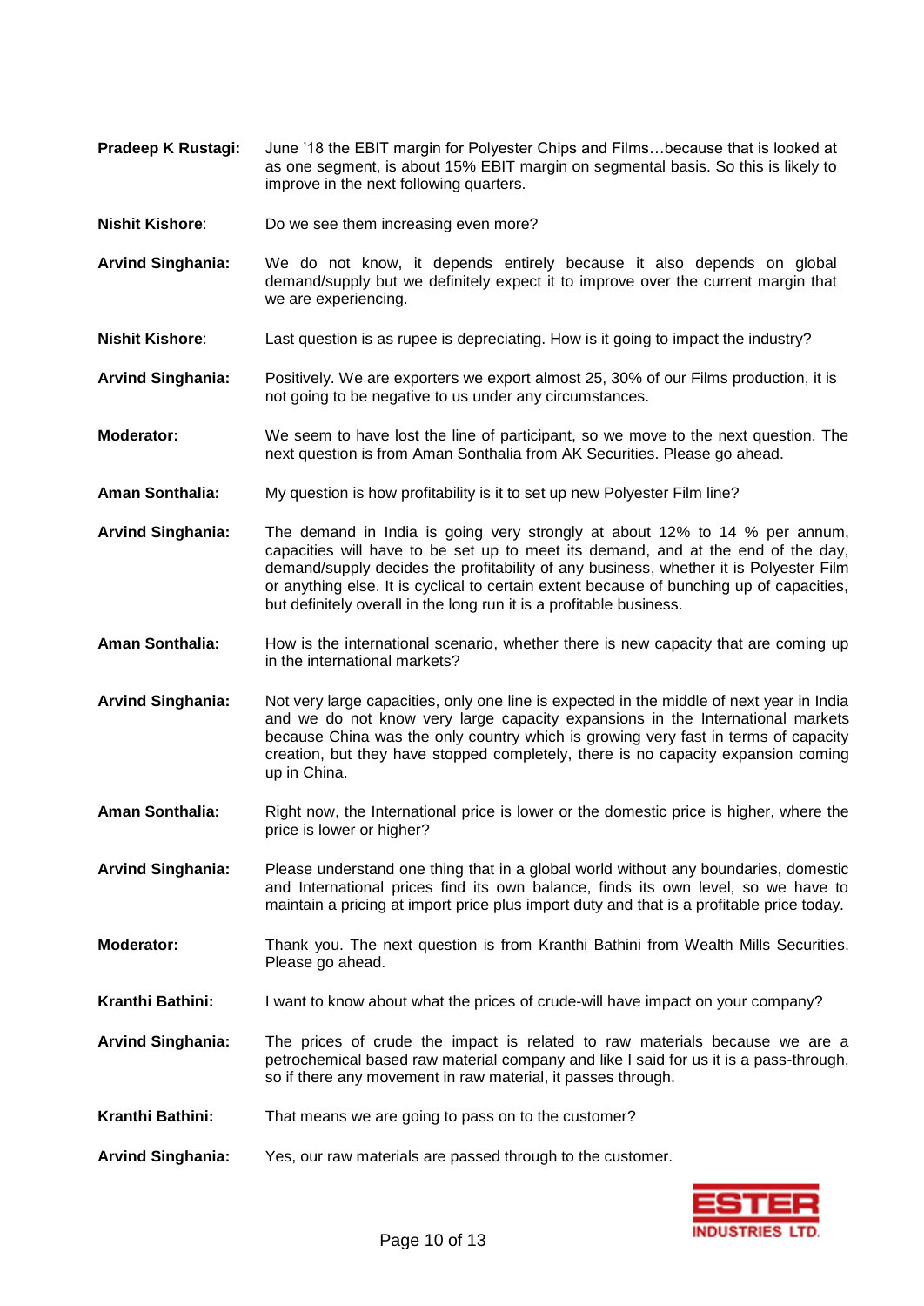**Pradeep K Rustagi:** June '18 the EBIT margin for Polyester Chips and Films…because that is looked at as one segment, is about 15% EBIT margin on segmental basis. So this is likely to improve in the next following quarters.

**Nishit Kishore**: Do we see them increasing even more?

**Arvind Singhania:** We do not know, it depends entirely because it also depends on global demand/supply but we definitely expect it to improve over the current margin that we are experiencing.

**Nishit Kishore**: Last question is as rupee is depreciating. How is it going to impact the industry?

**Arvind Singhania:** Positively. We are exporters we export almost 25, 30% of our Films production, it is not going to be negative to us under any circumstances.

**Moderator:** We seem to have lost the line of participant, so we move to the next question. The next question is from Aman Sonthalia from AK Securities. Please go ahead.

**Aman Sonthalia:** My question is how profitability is it to set up new Polyester Film line?

**Arvind Singhania:** The demand in India is going very strongly at about 12% to 14 % per annum, capacities will have to be set up to meet its demand, and at the end of the day, demand/supply decides the profitability of any business, whether it is Polyester Film or anything else. It is cyclical to certain extent because of bunching up of capacities, but definitely overall in the long run it is a profitable business.

**Aman Sonthalia:** How is the international scenario, whether there is new capacity that are coming up in the international markets?

**Arvind Singhania:** Not very large capacities, only one line is expected in the middle of next year in India and we do not know very large capacity expansions in the International markets because China was the only country which is growing very fast in terms of capacity creation, but they have stopped completely, there is no capacity expansion coming up in China.

**Aman Sonthalia:** Right now, the International price is lower or the domestic price is higher, where the price is lower or higher?

**Arvind Singhania:** Please understand one thing that in a global world without any boundaries, domestic and International prices find its own balance, finds its own level, so we have to maintain a pricing at import price plus import duty and that is a profitable price today.

**Moderator:** Thank you. The next question is from Kranthi Bathini from Wealth Mills Securities. Please go ahead.

**Kranthi Bathini:** I want to know about what the prices of crude-will have impact on your company?

**Arvind Singhania:** The prices of crude the impact is related to raw materials because we are a petrochemical based raw material company and like I said for us it is a pass-through, so if there any movement in raw material, it passes through.

**Kranthi Bathini:** That means we are going to pass on to the customer?

**Arvind Singhania:** Yes, our raw materials are passed through to the customer.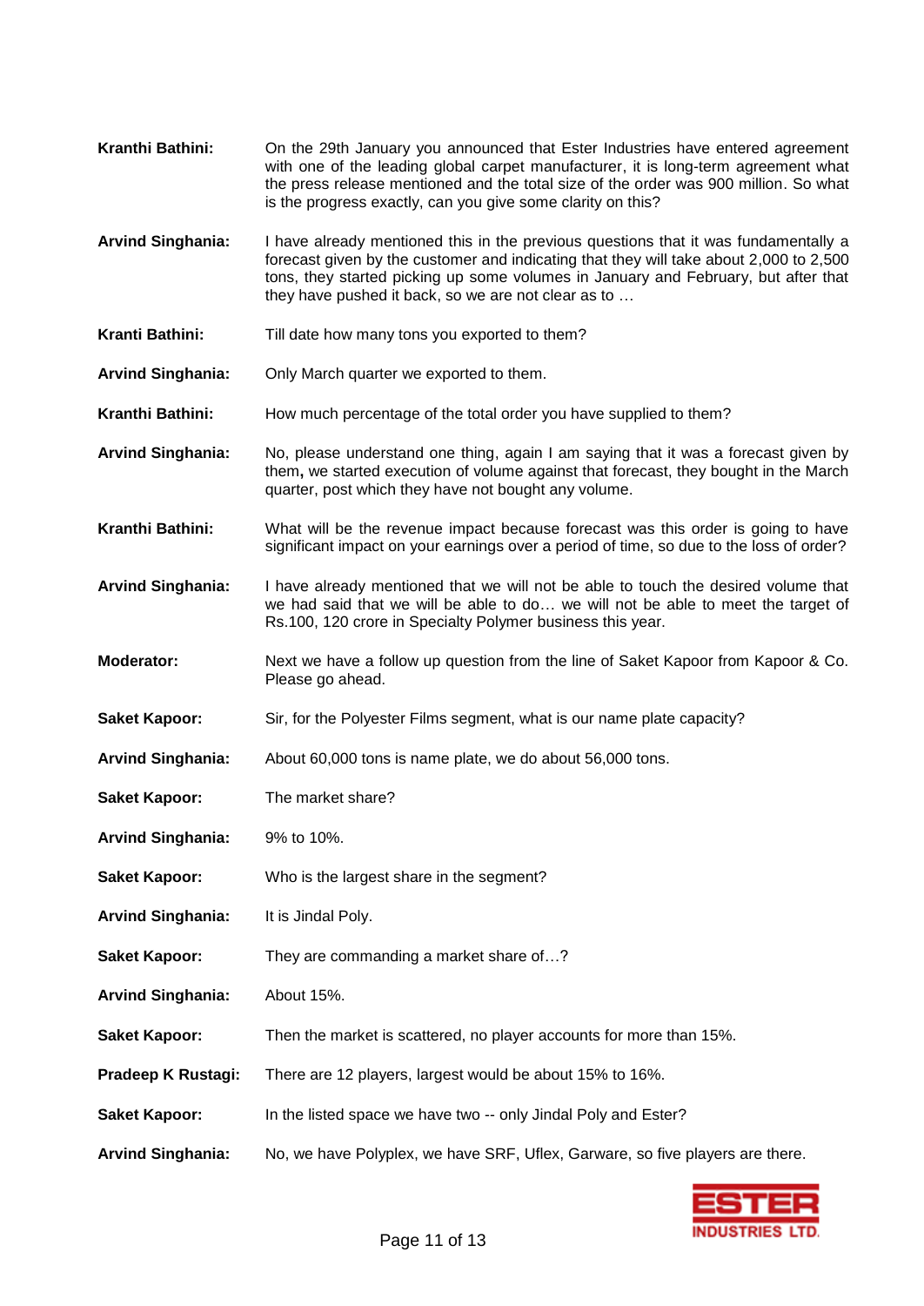**Kranthi Bathini:** On the 29th January you announced that Ester Industries have entered agreement with one of the leading global carpet manufacturer, it is long-term agreement what the press release mentioned and the total size of the order was 900 million. So what is the progress exactly, can you give some clarity on this?

**Arvind Singhania:** I have already mentioned this in the previous questions that it was fundamentally a forecast given by the customer and indicating that they will take about 2,000 to 2,500 tons, they started picking up some volumes in January and February, but after that they have pushed it back, so we are not clear as to …

**Kranti Bathini:** Till date how many tons you exported to them?

**Arvind Singhania:** Only March quarter we exported to them.

**Kranthi Bathini:** How much percentage of the total order you have supplied to them?

**Arvind Singhania:** No, please understand one thing, again I am saying that it was a forecast given by them**,** we started execution of volume against that forecast, they bought in the March quarter, post which they have not bought any volume.

**Kranthi Bathini:** What will be the revenue impact because forecast was this order is going to have significant impact on your earnings over a period of time, so due to the loss of order?

**Arvind Singhania:** I have already mentioned that we will not be able to touch the desired volume that we had said that we will be able to do… we will not be able to meet the target of Rs.100, 120 crore in Specialty Polymer business this year.

**Moderator:** Next we have a follow up question from the line of Saket Kapoor from Kapoor & Co. Please go ahead.

**Saket Kapoor:** Sir, for the Polyester Films segment, what is our name plate capacity?

**Arvind Singhania:** About 60,000 tons is name plate, we do about 56,000 tons.

**Saket Kapoor:** The market share?

**Arvind Singhania:** 9% to 10%.

**Saket Kapoor:** Who is the largest share in the segment?

**Arvind Singhania:** It is Jindal Poly.

**Saket Kapoor:** They are commanding a market share of…?

**Arvind Singhania:** About 15%.

**Saket Kapoor:** Then the market is scattered, no player accounts for more than 15%.

**Pradeep K Rustagi:** There are 12 players, largest would be about 15% to 16%.

**Saket Kapoor:** In the listed space we have two -- only Jindal Poly and Ester?

**Arvind Singhania:** No, we have Polyplex, we have SRF, Uflex, Garware, so five players are there.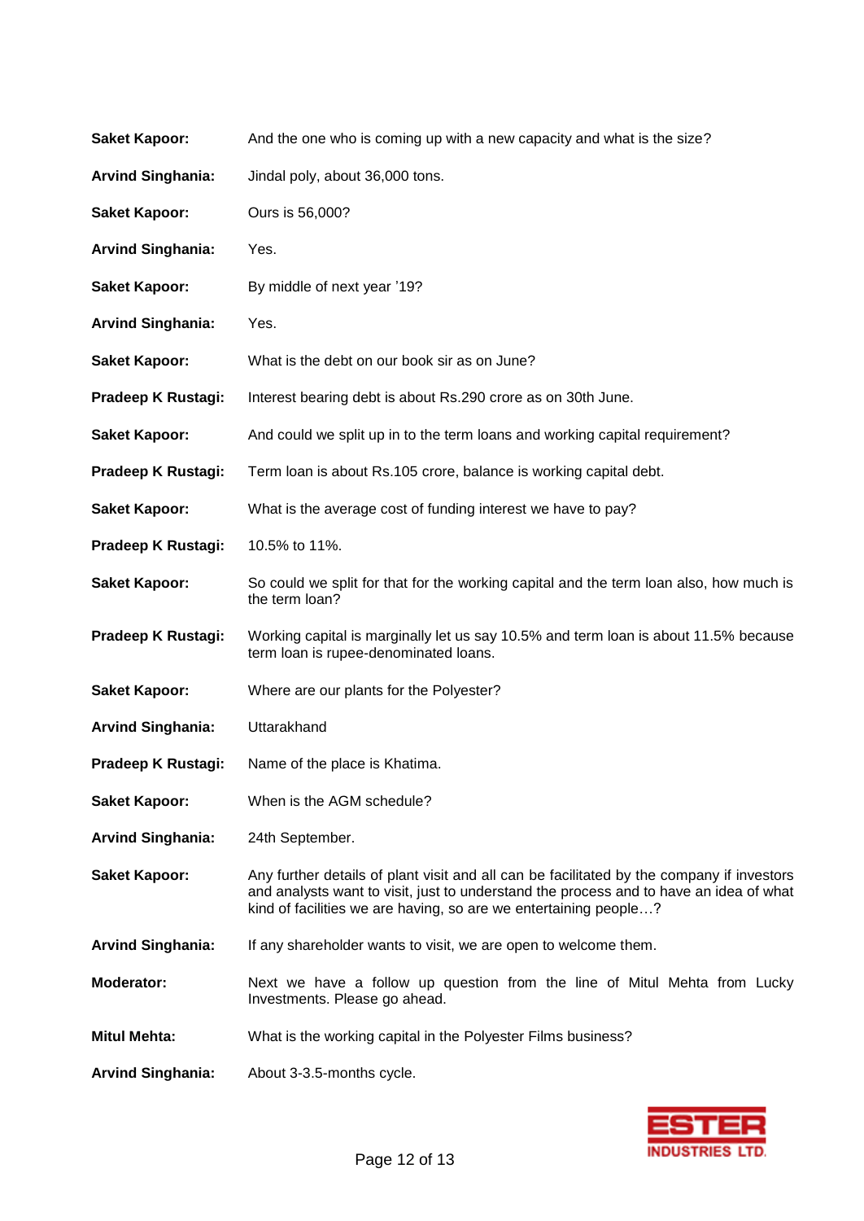**Saket Kapoor:** And the one who is coming up with a new capacity and what is the size?

**Arvind Singhania:** Jindal poly, about 36,000 tons.

**Saket Kapoor:** Ours is 56,000?

**Arvind Singhania:** Yes.

**Saket Kapoor:** By middle of next year '19?

**Arvind Singhania:** Yes.

**Saket Kapoor:** What is the debt on our book sir as on June?

**Pradeep K Rustagi:** Interest bearing debt is about Rs.290 crore as on 30th June.

**Saket Kapoor:** And could we split up in to the term loans and working capital requirement?

**Pradeep K Rustagi:** Term loan is about Rs.105 crore, balance is working capital debt.

**Saket Kapoor:** What is the average cost of funding interest we have to pay?

**Pradeep K Rustagi:** 10.5% to 11%.

**Saket Kapoor:** So could we split for that for the working capital and the term loan also, how much is the term loan?

**Pradeep K Rustagi:** Working capital is marginally let us say 10.5% and term loan is about 11.5% because term loan is rupee-denominated loans.

**Saket Kapoor:** Where are our plants for the Polyester?

**Arvind Singhania:** Uttarakhand

**Pradeep K Rustagi:** Name of the place is Khatima.

**Saket Kapoor:** When is the AGM schedule?

**Arvind Singhania:** 24th September.

**Saket Kapoor:** Any further details of plant visit and all can be facilitated by the company if investors and analysts want to visit, just to understand the process and to have an idea of what kind of facilities we are having, so are we entertaining people…?

**Arvind Singhania:** If any shareholder wants to visit, we are open to welcome them.

**Moderator:** Next we have a follow up question from the line of Mitul Mehta from Lucky Investments. Please go ahead.

**Mitul Mehta:** What is the working capital in the Polyester Films business?

**Arvind Singhania:** About 3-3.5-months cycle.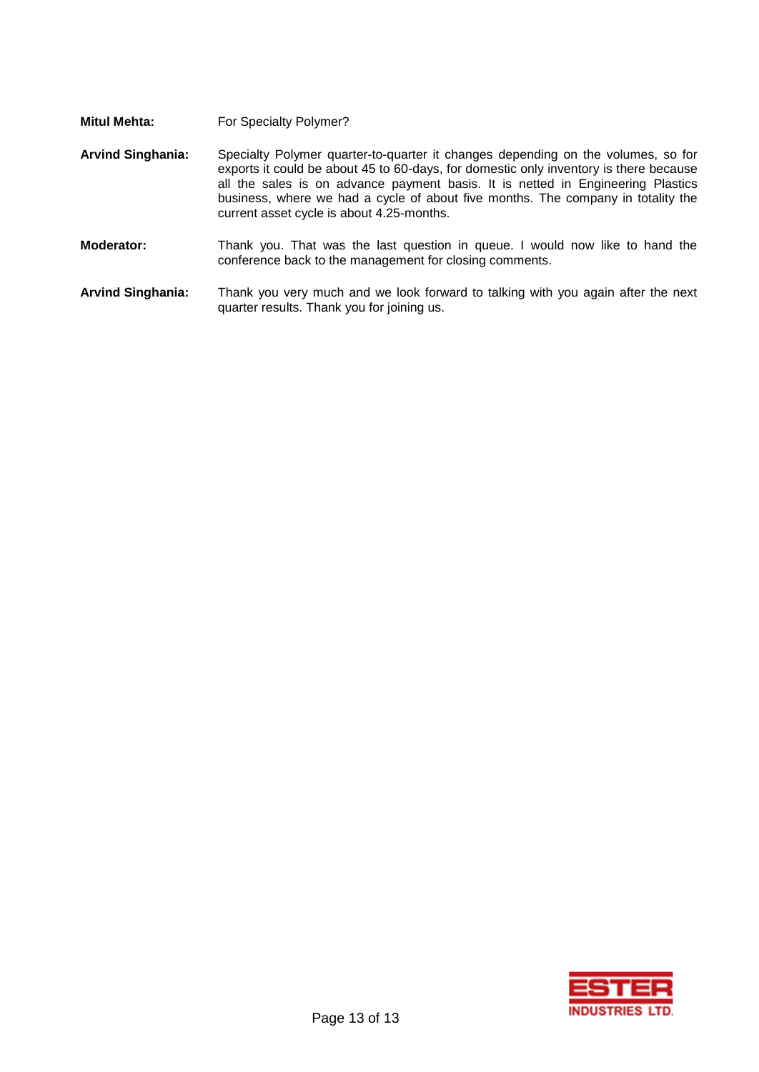**Mitul Mehta:** For Specialty Polymer?

**Arvind Singhania:** Specialty Polymer quarter-to-quarter it changes depending on the volumes, so for exports it could be about 45 to 60-days, for domestic only inventory is there because all the sales is on advance payment basis. It is netted in Engineering Plastics business, where we had a cycle of about five months. The company in totality the current asset cycle is about 4.25-months.

**Moderator:** Thank you. That was the last question in queue. I would now like to hand the conference back to the management for closing comments.

**Arvind Singhania:** Thank you very much and we look forward to talking with you again after the next quarter results. Thank you for joining us.